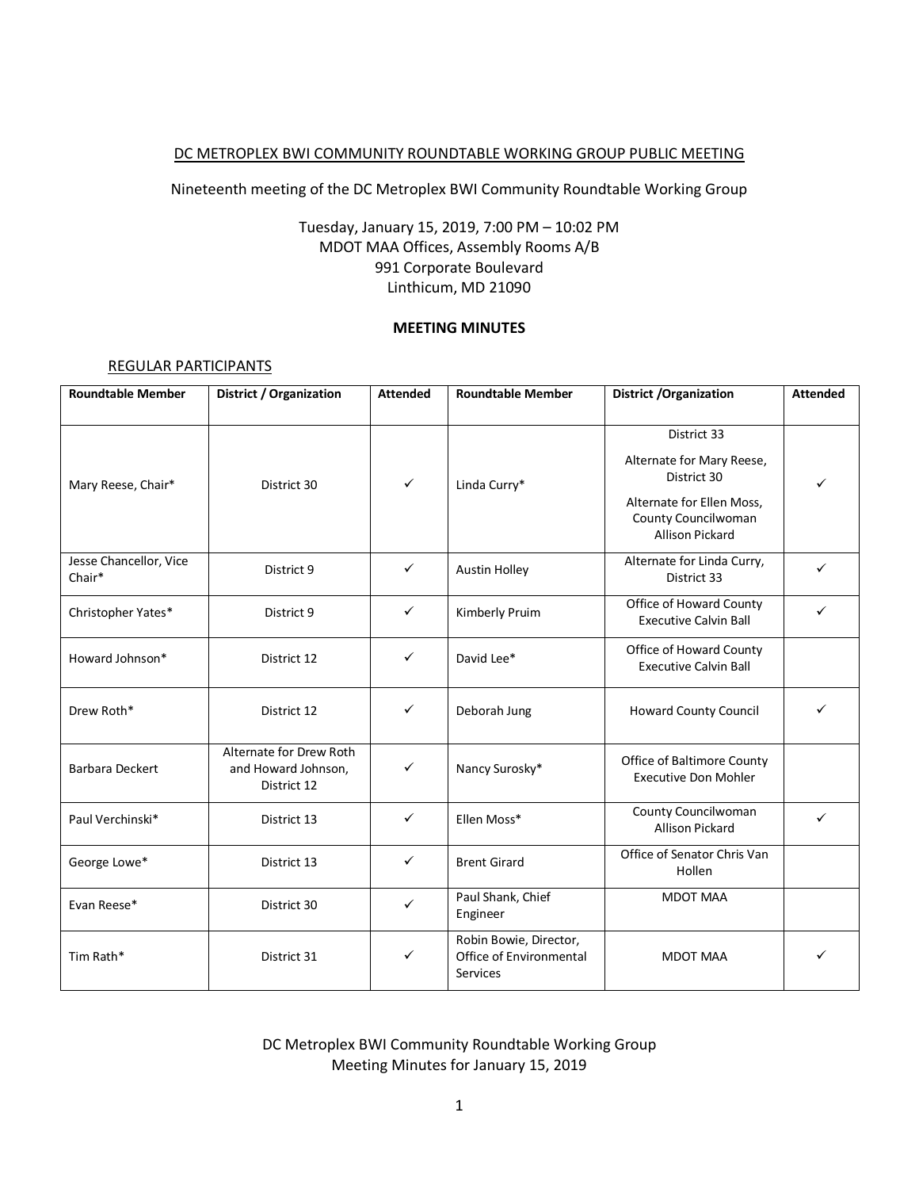DC METROPLEX BWI COMMUNITY ROUNDTABLE WORKING GROUP PUBLIC MEETING

Nineteenth meeting of the DC Metroplex BWI Community Roundtable Working Group

Tuesday, January 15, 2019, 7:00 PM – 10:02 PM
MDOT MAA Offices, Assembly Rooms A/B
991 Corporate Boulevard
Linthicum, MD 21090

**MEETING MINUTES**

REGULAR PARTICIPANTS

| Roundtable Member | District / Organization | Attended | Roundtable Member | District /Organization | Attended |
|---|---|---|---|---|---|
| Mary Reese, Chair* | District 30 | ✓ | Linda Curry* | District 33<br>Alternate for Mary Reese, District 30<br>Alternate for Ellen Moss, County Councilwoman Allison Pickard | ✓ |
| Jesse Chancellor, Vice Chair* | District 9 | ✓ | Austin Holley | Alternate for Linda Curry, District 33 | ✓ |
| Christopher Yates* | District 9 | ✓ | Kimberly Pruim | Office of Howard County Executive Calvin Ball | ✓ |
| Howard Johnson* | District 12 | ✓ | David Lee* | Office of Howard County Executive Calvin Ball | |
| Drew Roth* | District 12 | ✓ | Deborah Jung | Howard County Council | ✓ |
| Barbara Deckert | Alternate for Drew Roth and Howard Johnson, District 12 | ✓ | Nancy Surosky* | Office of Baltimore County Executive Don Mohler | |
| Paul Verchinski* | District 13 | ✓ | Ellen Moss* | County Councilwoman Allison Pickard | ✓ |
| George Lowe* | District 13 | ✓ | Brent Girard | Office of Senator Chris Van Hollen | |
| Evan Reese* | District 30 | ✓ | Paul Shank, Chief Engineer | MDOT MAA | |
| Tim Rath* | District 31 | ✓ | Robin Bowie, Director, Office of Environmental Services | MDOT MAA | ✓ |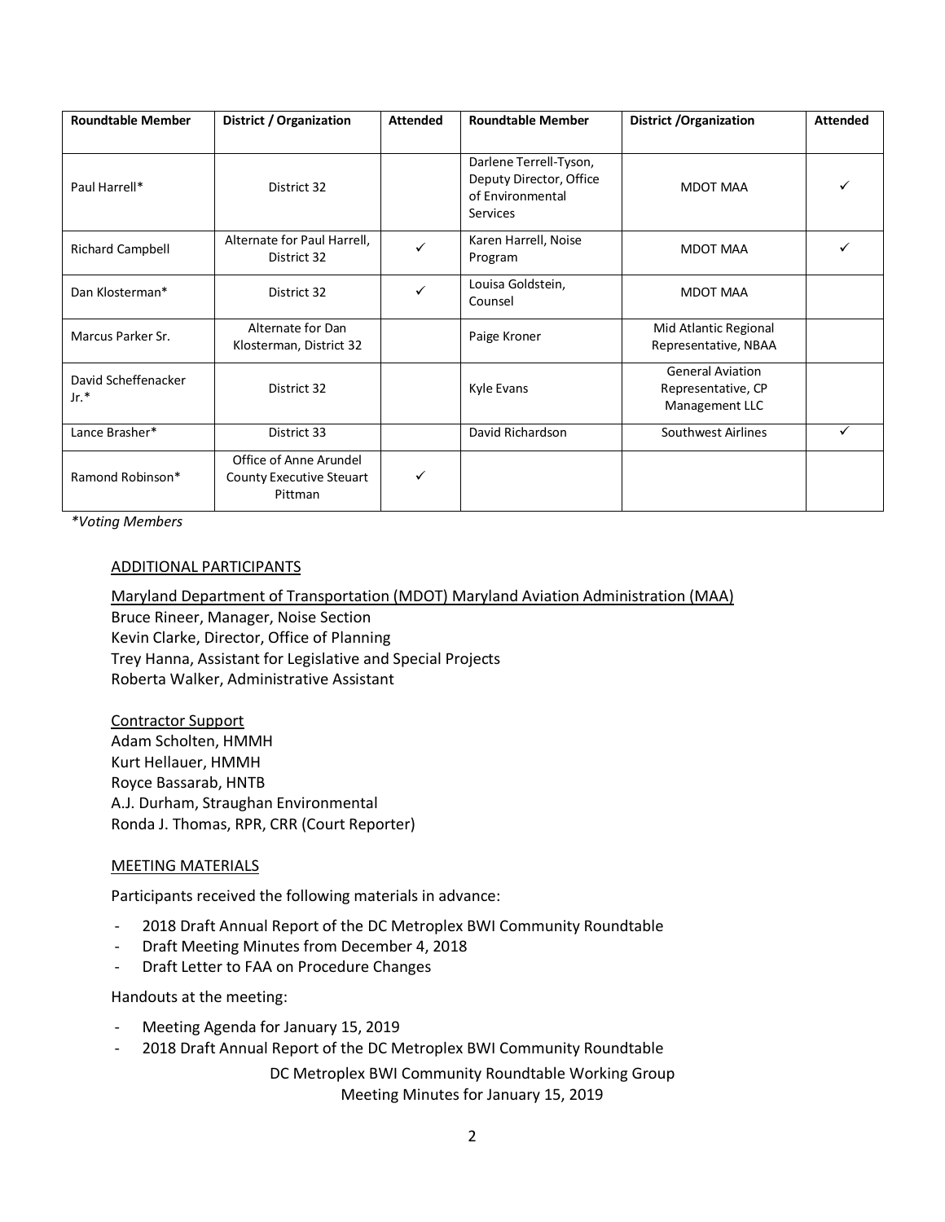| Roundtable Member | District / Organization | Attended | Roundtable Member | District /Organization | Attended |
|---|---|---|---|---|---|
| Paul Harrell* | District 32 | | Darlene Terrell-Tyson, Deputy Director, Office of Environmental Services | MDOT MAA | ✓ |
| Richard Campbell | Alternate for Paul Harrell, District 32 | ✓ | Karen Harrell, Noise Program | MDOT MAA | ✓ |
| Dan Klosterman* | District 32 | ✓ | Louisa Goldstein, Counsel | MDOT MAA | |
| Marcus Parker Sr. | Alternate for Dan Klosterman, District 32 | | Paige Kroner | Mid Atlantic Regional Representative, NBAA | |
| David Scheffenacker Jr.* | District 32 | | Kyle Evans | General Aviation Representative, CP Management LLC | |
| Lance Brasher* | District 33 | | David Richardson | Southwest Airlines | ✓ |
| Ramond Robinson* | Office of Anne Arundel County Executive Steuart Pittman | ✓ | | | |

*\*Voting Members*

ADDITIONAL PARTICIPANTS

Maryland Department of Transportation (MDOT) Maryland Aviation Administration (MAA)
Bruce Rineer, Manager, Noise Section
Kevin Clarke, Director, Office of Planning
Trey Hanna, Assistant for Legislative and Special Projects
Roberta Walker, Administrative Assistant

Contractor Support
Adam Scholten, HMMH
Kurt Hellauer, HMMH
Royce Bassarab, HNTB
A.J. Durham, Straughan Environmental
Ronda J. Thomas, RPR, CRR (Court Reporter)

MEETING MATERIALS

Participants received the following materials in advance:

- 2018 Draft Annual Report of the DC Metroplex BWI Community Roundtable
- Draft Meeting Minutes from December 4, 2018
- Draft Letter to FAA on Procedure Changes

Handouts at the meeting:

- Meeting Agenda for January 15, 2019
- 2018 Draft Annual Report of the DC Metroplex BWI Community Roundtable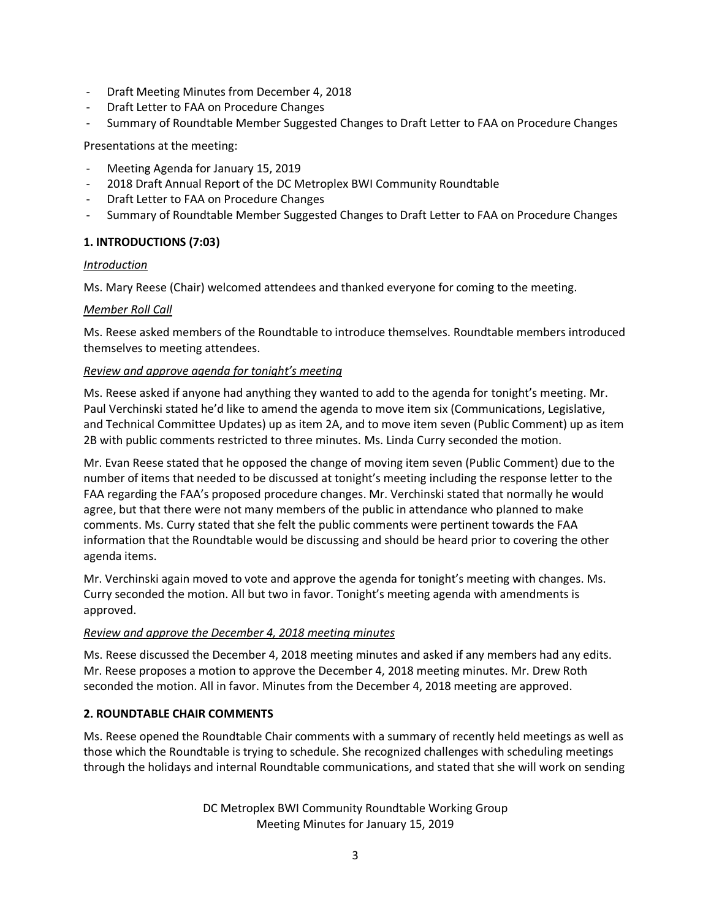- Draft Meeting Minutes from December 4, 2018
- Draft Letter to FAA on Procedure Changes
- Summary of Roundtable Member Suggested Changes to Draft Letter to FAA on Procedure Changes

Presentations at the meeting:

- Meeting Agenda for January 15, 2019
- 2018 Draft Annual Report of the DC Metroplex BWI Community Roundtable
- Draft Letter to FAA on Procedure Changes
- Summary of Roundtable Member Suggested Changes to Draft Letter to FAA on Procedure Changes

## 1. INTRODUCTIONS (7:03)

*Introduction*

Ms. Mary Reese (Chair) welcomed attendees and thanked everyone for coming to the meeting.

*Member Roll Call*

Ms. Reese asked members of the Roundtable to introduce themselves. Roundtable members introduced themselves to meeting attendees.

*Review and approve agenda for tonight's meeting*

Ms. Reese asked if anyone had anything they wanted to add to the agenda for tonight's meeting. Mr. Paul Verchinski stated he'd like to amend the agenda to move item six (Communications, Legislative, and Technical Committee Updates) up as item 2A, and to move item seven (Public Comment) up as item 2B with public comments restricted to three minutes. Ms. Linda Curry seconded the motion.

Mr. Evan Reese stated that he opposed the change of moving item seven (Public Comment) due to the number of items that needed to be discussed at tonight's meeting including the response letter to the FAA regarding the FAA's proposed procedure changes. Mr. Verchinski stated that normally he would agree, but that there were not many members of the public in attendance who planned to make comments. Ms. Curry stated that she felt the public comments were pertinent towards the FAA information that the Roundtable would be discussing and should be heard prior to covering the other agenda items.

Mr. Verchinski again moved to vote and approve the agenda for tonight's meeting with changes. Ms. Curry seconded the motion. All but two in favor. Tonight's meeting agenda with amendments is approved.

*Review and approve the December 4, 2018 meeting minutes*

Ms. Reese discussed the December 4, 2018 meeting minutes and asked if any members had any edits. Mr. Reese proposes a motion to approve the December 4, 2018 meeting minutes. Mr. Drew Roth seconded the motion. All in favor. Minutes from the December 4, 2018 meeting are approved.

## 2. ROUNDTABLE CHAIR COMMENTS

Ms. Reese opened the Roundtable Chair comments with a summary of recently held meetings as well as those which the Roundtable is trying to schedule. She recognized challenges with scheduling meetings through the holidays and internal Roundtable communications, and stated that she will work on sending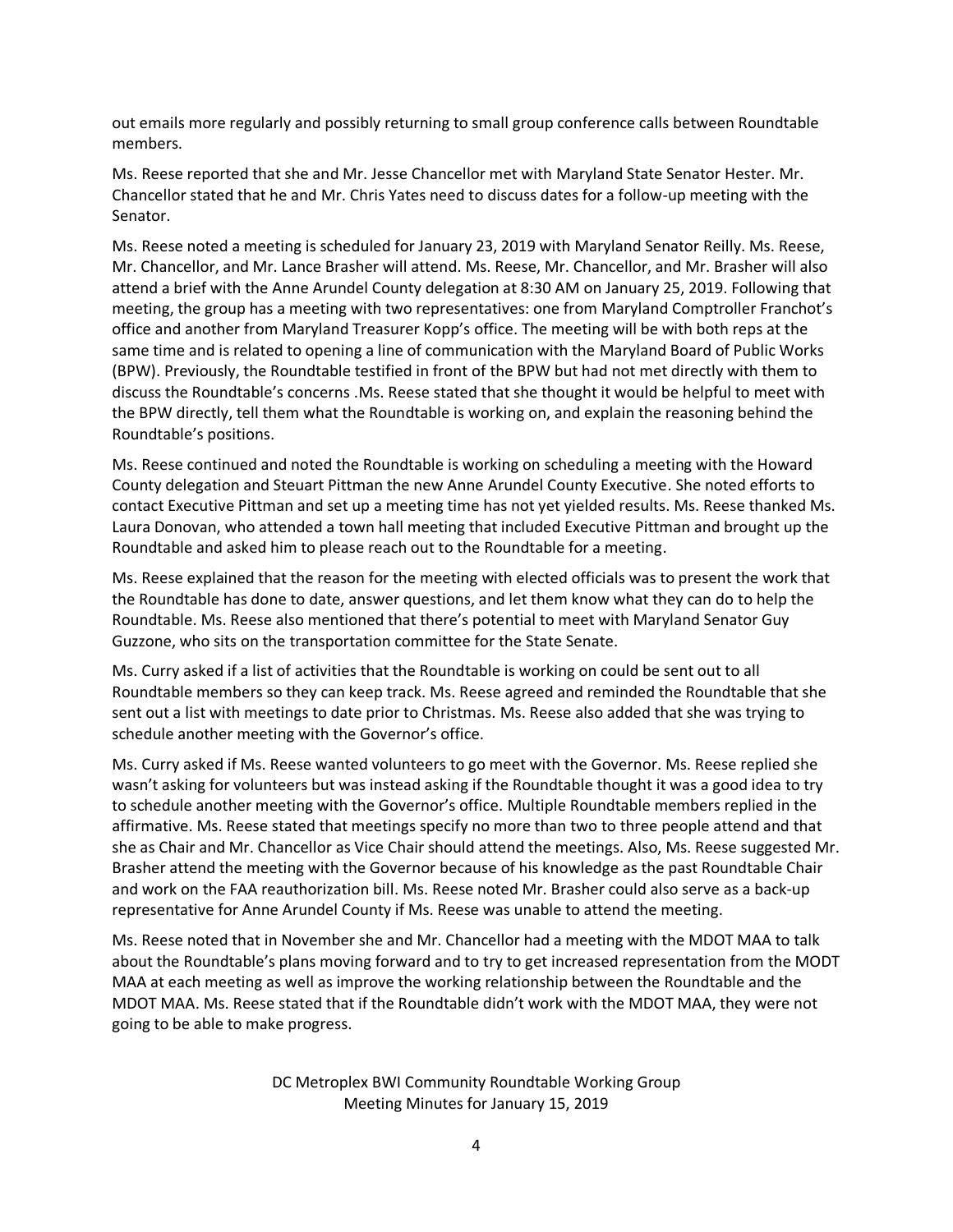out emails more regularly and possibly returning to small group conference calls between Roundtable members.

Ms. Reese reported that she and Mr. Jesse Chancellor met with Maryland State Senator Hester. Mr. Chancellor stated that he and Mr. Chris Yates need to discuss dates for a follow-up meeting with the Senator.

Ms. Reese noted a meeting is scheduled for January 23, 2019 with Maryland Senator Reilly. Ms. Reese, Mr. Chancellor, and Mr. Lance Brasher will attend. Ms. Reese, Mr. Chancellor, and Mr. Brasher will also attend a brief with the Anne Arundel County delegation at 8:30 AM on January 25, 2019. Following that meeting, the group has a meeting with two representatives: one from Maryland Comptroller Franchot's office and another from Maryland Treasurer Kopp's office. The meeting will be with both reps at the same time and is related to opening a line of communication with the Maryland Board of Public Works (BPW). Previously, the Roundtable testified in front of the BPW but had not met directly with them to discuss the Roundtable's concerns .Ms. Reese stated that she thought it would be helpful to meet with the BPW directly, tell them what the Roundtable is working on, and explain the reasoning behind the Roundtable's positions.

Ms. Reese continued and noted the Roundtable is working on scheduling a meeting with the Howard County delegation and Steuart Pittman the new Anne Arundel County Executive. She noted efforts to contact Executive Pittman and set up a meeting time has not yet yielded results. Ms. Reese thanked Ms. Laura Donovan, who attended a town hall meeting that included Executive Pittman and brought up the Roundtable and asked him to please reach out to the Roundtable for a meeting.

Ms. Reese explained that the reason for the meeting with elected officials was to present the work that the Roundtable has done to date, answer questions, and let them know what they can do to help the Roundtable. Ms. Reese also mentioned that there's potential to meet with Maryland Senator Guy Guzzone, who sits on the transportation committee for the State Senate.

Ms. Curry asked if a list of activities that the Roundtable is working on could be sent out to all Roundtable members so they can keep track. Ms. Reese agreed and reminded the Roundtable that she sent out a list with meetings to date prior to Christmas. Ms. Reese also added that she was trying to schedule another meeting with the Governor's office.

Ms. Curry asked if Ms. Reese wanted volunteers to go meet with the Governor. Ms. Reese replied she wasn't asking for volunteers but was instead asking if the Roundtable thought it was a good idea to try to schedule another meeting with the Governor's office. Multiple Roundtable members replied in the affirmative. Ms. Reese stated that meetings specify no more than two to three people attend and that she as Chair and Mr. Chancellor as Vice Chair should attend the meetings. Also, Ms. Reese suggested Mr. Brasher attend the meeting with the Governor because of his knowledge as the past Roundtable Chair and work on the FAA reauthorization bill. Ms. Reese noted Mr. Brasher could also serve as a back-up representative for Anne Arundel County if Ms. Reese was unable to attend the meeting.

Ms. Reese noted that in November she and Mr. Chancellor had a meeting with the MDOT MAA to talk about the Roundtable's plans moving forward and to try to get increased representation from the MODT MAA at each meeting as well as improve the working relationship between the Roundtable and the MDOT MAA. Ms. Reese stated that if the Roundtable didn't work with the MDOT MAA, they were not going to be able to make progress.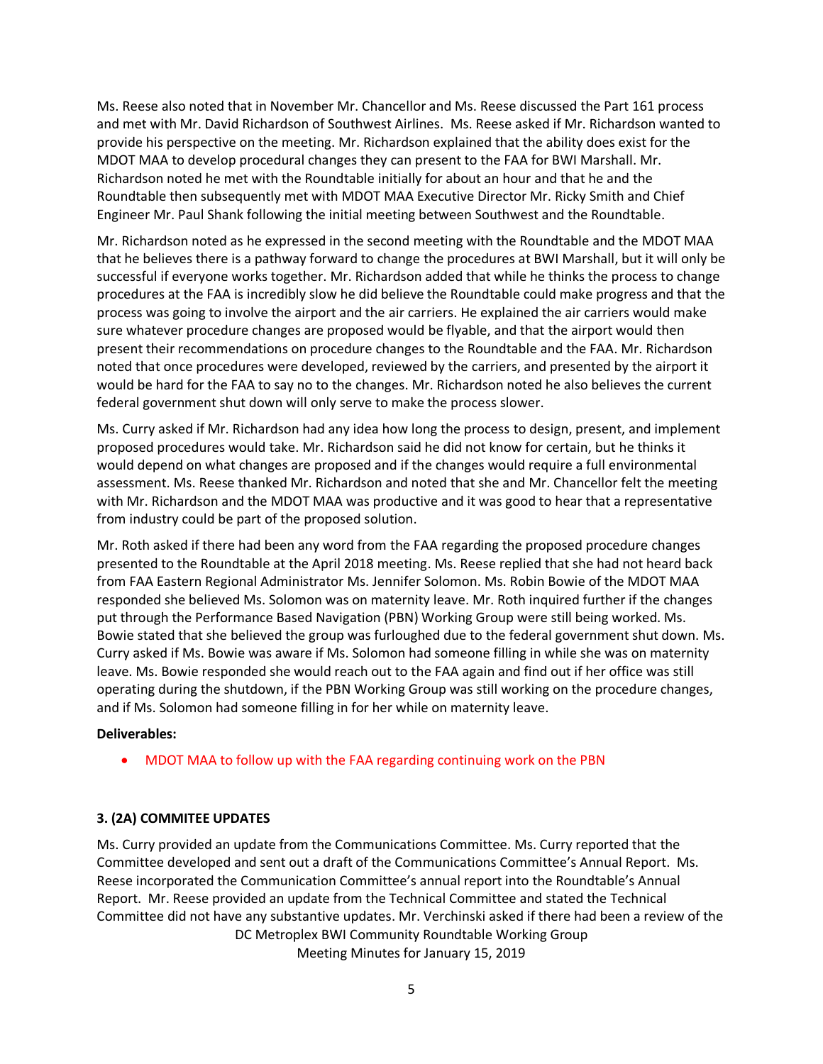Ms. Reese also noted that in November Mr. Chancellor and Ms. Reese discussed the Part 161 process and met with Mr. David Richardson of Southwest Airlines. Ms. Reese asked if Mr. Richardson wanted to provide his perspective on the meeting. Mr. Richardson explained that the ability does exist for the MDOT MAA to develop procedural changes they can present to the FAA for BWI Marshall. Mr. Richardson noted he met with the Roundtable initially for about an hour and that he and the Roundtable then subsequently met with MDOT MAA Executive Director Mr. Ricky Smith and Chief Engineer Mr. Paul Shank following the initial meeting between Southwest and the Roundtable.

Mr. Richardson noted as he expressed in the second meeting with the Roundtable and the MDOT MAA that he believes there is a pathway forward to change the procedures at BWI Marshall, but it will only be successful if everyone works together. Mr. Richardson added that while he thinks the process to change procedures at the FAA is incredibly slow he did believe the Roundtable could make progress and that the process was going to involve the airport and the air carriers. He explained the air carriers would make sure whatever procedure changes are proposed would be flyable, and that the airport would then present their recommendations on procedure changes to the Roundtable and the FAA. Mr. Richardson noted that once procedures were developed, reviewed by the carriers, and presented by the airport it would be hard for the FAA to say no to the changes. Mr. Richardson noted he also believes the current federal government shut down will only serve to make the process slower.

Ms. Curry asked if Mr. Richardson had any idea how long the process to design, present, and implement proposed procedures would take. Mr. Richardson said he did not know for certain, but he thinks it would depend on what changes are proposed and if the changes would require a full environmental assessment. Ms. Reese thanked Mr. Richardson and noted that she and Mr. Chancellor felt the meeting with Mr. Richardson and the MDOT MAA was productive and it was good to hear that a representative from industry could be part of the proposed solution.

Mr. Roth asked if there had been any word from the FAA regarding the proposed procedure changes presented to the Roundtable at the April 2018 meeting. Ms. Reese replied that she had not heard back from FAA Eastern Regional Administrator Ms. Jennifer Solomon. Ms. Robin Bowie of the MDOT MAA responded she believed Ms. Solomon was on maternity leave. Mr. Roth inquired further if the changes put through the Performance Based Navigation (PBN) Working Group were still being worked. Ms. Bowie stated that she believed the group was furloughed due to the federal government shut down. Ms. Curry asked if Ms. Bowie was aware if Ms. Solomon had someone filling in while she was on maternity leave. Ms. Bowie responded she would reach out to the FAA again and find out if her office was still operating during the shutdown, if the PBN Working Group was still working on the procedure changes, and if Ms. Solomon had someone filling in for her while on maternity leave.

**Deliverables:**

- MDOT MAA to follow up with the FAA regarding continuing work on the PBN

**3. (2A) COMMITEE UPDATES**

Ms. Curry provided an update from the Communications Committee. Ms. Curry reported that the Committee developed and sent out a draft of the Communications Committee's Annual Report. Ms. Reese incorporated the Communication Committee's annual report into the Roundtable's Annual Report. Mr. Reese provided an update from the Technical Committee and stated the Technical Committee did not have any substantive updates. Mr. Verchinski asked if there had been a review of the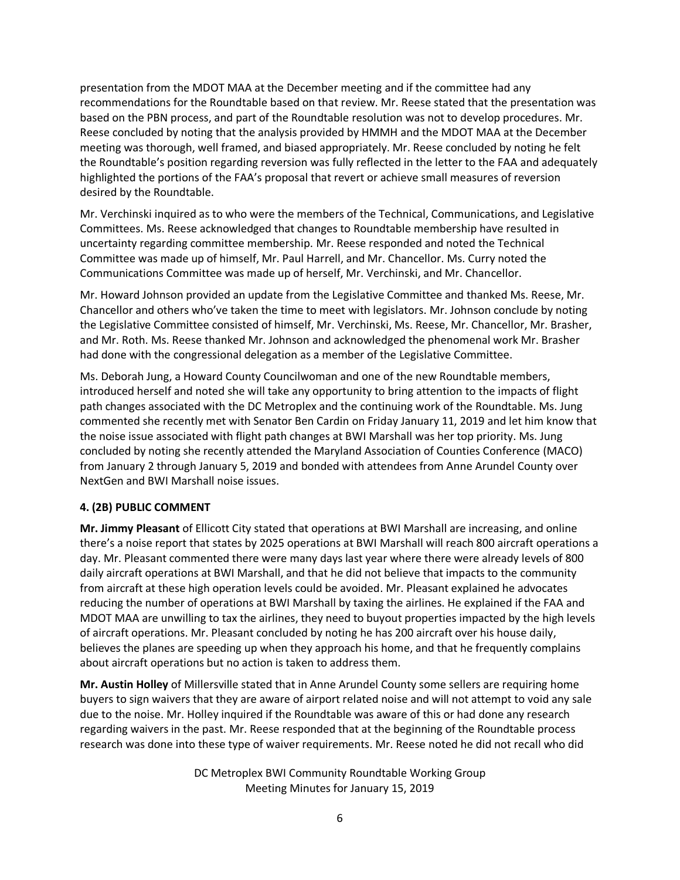presentation from the MDOT MAA at the December meeting and if the committee had any recommendations for the Roundtable based on that review. Mr. Reese stated that the presentation was based on the PBN process, and part of the Roundtable resolution was not to develop procedures. Mr. Reese concluded by noting that the analysis provided by HMMH and the MDOT MAA at the December meeting was thorough, well framed, and biased appropriately. Mr. Reese concluded by noting he felt the Roundtable's position regarding reversion was fully reflected in the letter to the FAA and adequately highlighted the portions of the FAA's proposal that revert or achieve small measures of reversion desired by the Roundtable.

Mr. Verchinski inquired as to who were the members of the Technical, Communications, and Legislative Committees. Ms. Reese acknowledged that changes to Roundtable membership have resulted in uncertainty regarding committee membership. Mr. Reese responded and noted the Technical Committee was made up of himself, Mr. Paul Harrell, and Mr. Chancellor. Ms. Curry noted the Communications Committee was made up of herself, Mr. Verchinski, and Mr. Chancellor.

Mr. Howard Johnson provided an update from the Legislative Committee and thanked Ms. Reese, Mr. Chancellor and others who've taken the time to meet with legislators. Mr. Johnson conclude by noting the Legislative Committee consisted of himself, Mr. Verchinski, Ms. Reese, Mr. Chancellor, Mr. Brasher, and Mr. Roth. Ms. Reese thanked Mr. Johnson and acknowledged the phenomenal work Mr. Brasher had done with the congressional delegation as a member of the Legislative Committee.

Ms. Deborah Jung, a Howard County Councilwoman and one of the new Roundtable members, introduced herself and noted she will take any opportunity to bring attention to the impacts of flight path changes associated with the DC Metroplex and the continuing work of the Roundtable. Ms. Jung commented she recently met with Senator Ben Cardin on Friday January 11, 2019 and let him know that the noise issue associated with flight path changes at BWI Marshall was her top priority. Ms. Jung concluded by noting she recently attended the Maryland Association of Counties Conference (MACO) from January 2 through January 5, 2019 and bonded with attendees from Anne Arundel County over NextGen and BWI Marshall noise issues.

### 4. (2B) PUBLIC COMMENT

**Mr. Jimmy Pleasant** of Ellicott City stated that operations at BWI Marshall are increasing, and online there's a noise report that states by 2025 operations at BWI Marshall will reach 800 aircraft operations a day. Mr. Pleasant commented there were many days last year where there were already levels of 800 daily aircraft operations at BWI Marshall, and that he did not believe that impacts to the community from aircraft at these high operation levels could be avoided. Mr. Pleasant explained he advocates reducing the number of operations at BWI Marshall by taxing the airlines. He explained if the FAA and MDOT MAA are unwilling to tax the airlines, they need to buyout properties impacted by the high levels of aircraft operations. Mr. Pleasant concluded by noting he has 200 aircraft over his house daily, believes the planes are speeding up when they approach his home, and that he frequently complains about aircraft operations but no action is taken to address them.

**Mr. Austin Holley** of Millersville stated that in Anne Arundel County some sellers are requiring home buyers to sign waivers that they are aware of airport related noise and will not attempt to void any sale due to the noise. Mr. Holley inquired if the Roundtable was aware of this or had done any research regarding waivers in the past. Mr. Reese responded that at the beginning of the Roundtable process research was done into these type of waiver requirements. Mr. Reese noted he did not recall who did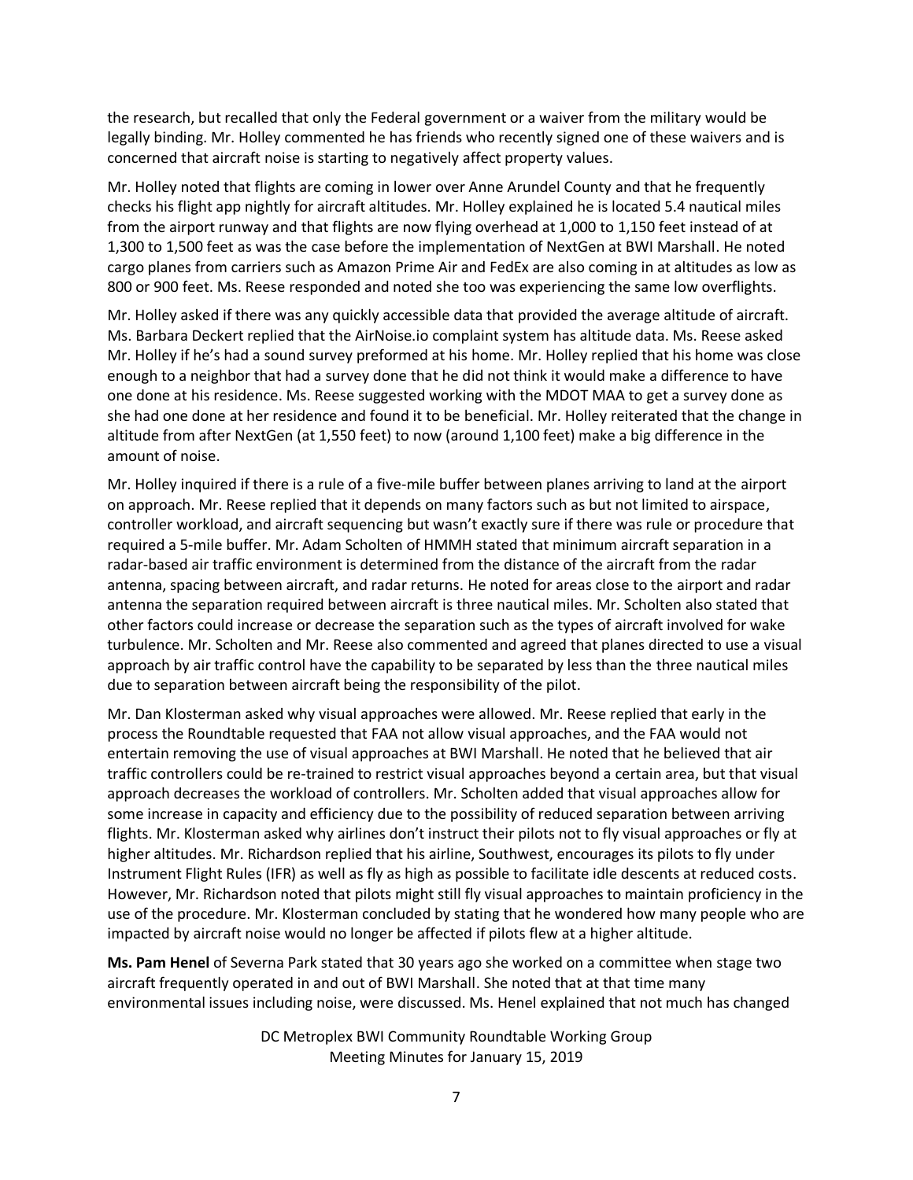the research, but recalled that only the Federal government or a waiver from the military would be legally binding. Mr. Holley commented he has friends who recently signed one of these waivers and is concerned that aircraft noise is starting to negatively affect property values.

Mr. Holley noted that flights are coming in lower over Anne Arundel County and that he frequently checks his flight app nightly for aircraft altitudes. Mr. Holley explained he is located 5.4 nautical miles from the airport runway and that flights are now flying overhead at 1,000 to 1,150 feet instead of at 1,300 to 1,500 feet as was the case before the implementation of NextGen at BWI Marshall. He noted cargo planes from carriers such as Amazon Prime Air and FedEx are also coming in at altitudes as low as 800 or 900 feet. Ms. Reese responded and noted she too was experiencing the same low overflights.

Mr. Holley asked if there was any quickly accessible data that provided the average altitude of aircraft. Ms. Barbara Deckert replied that the AirNoise.io complaint system has altitude data. Ms. Reese asked Mr. Holley if he's had a sound survey preformed at his home. Mr. Holley replied that his home was close enough to a neighbor that had a survey done that he did not think it would make a difference to have one done at his residence. Ms. Reese suggested working with the MDOT MAA to get a survey done as she had one done at her residence and found it to be beneficial. Mr. Holley reiterated that the change in altitude from after NextGen (at 1,550 feet) to now (around 1,100 feet) make a big difference in the amount of noise.

Mr. Holley inquired if there is a rule of a five-mile buffer between planes arriving to land at the airport on approach. Mr. Reese replied that it depends on many factors such as but not limited to airspace, controller workload, and aircraft sequencing but wasn't exactly sure if there was rule or procedure that required a 5-mile buffer. Mr. Adam Scholten of HMMH stated that minimum aircraft separation in a radar-based air traffic environment is determined from the distance of the aircraft from the radar antenna, spacing between aircraft, and radar returns. He noted for areas close to the airport and radar antenna the separation required between aircraft is three nautical miles. Mr. Scholten also stated that other factors could increase or decrease the separation such as the types of aircraft involved for wake turbulence. Mr. Scholten and Mr. Reese also commented and agreed that planes directed to use a visual approach by air traffic control have the capability to be separated by less than the three nautical miles due to separation between aircraft being the responsibility of the pilot.

Mr. Dan Klosterman asked why visual approaches were allowed. Mr. Reese replied that early in the process the Roundtable requested that FAA not allow visual approaches, and the FAA would not entertain removing the use of visual approaches at BWI Marshall. He noted that he believed that air traffic controllers could be re-trained to restrict visual approaches beyond a certain area, but that visual approach decreases the workload of controllers. Mr. Scholten added that visual approaches allow for some increase in capacity and efficiency due to the possibility of reduced separation between arriving flights. Mr. Klosterman asked why airlines don't instruct their pilots not to fly visual approaches or fly at higher altitudes. Mr. Richardson replied that his airline, Southwest, encourages its pilots to fly under Instrument Flight Rules (IFR) as well as fly as high as possible to facilitate idle descents at reduced costs. However, Mr. Richardson noted that pilots might still fly visual approaches to maintain proficiency in the use of the procedure. Mr. Klosterman concluded by stating that he wondered how many people who are impacted by aircraft noise would no longer be affected if pilots flew at a higher altitude.

**Ms. Pam Henel** of Severna Park stated that 30 years ago she worked on a committee when stage two aircraft frequently operated in and out of BWI Marshall. She noted that at that time many environmental issues including noise, were discussed. Ms. Henel explained that not much has changed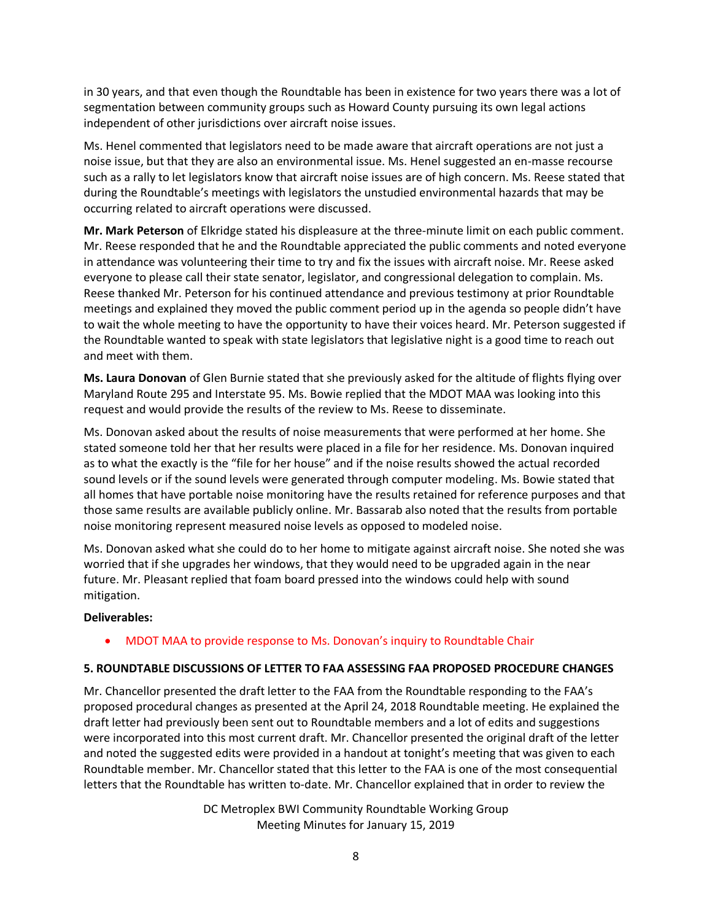in 30 years, and that even though the Roundtable has been in existence for two years there was a lot of segmentation between community groups such as Howard County pursuing its own legal actions independent of other jurisdictions over aircraft noise issues.

Ms. Henel commented that legislators need to be made aware that aircraft operations are not just a noise issue, but that they are also an environmental issue. Ms. Henel suggested an en-masse recourse such as a rally to let legislators know that aircraft noise issues are of high concern. Ms. Reese stated that during the Roundtable's meetings with legislators the unstudied environmental hazards that may be occurring related to aircraft operations were discussed.

**Mr. Mark Peterson** of Elkridge stated his displeasure at the three-minute limit on each public comment. Mr. Reese responded that he and the Roundtable appreciated the public comments and noted everyone in attendance was volunteering their time to try and fix the issues with aircraft noise. Mr. Reese asked everyone to please call their state senator, legislator, and congressional delegation to complain. Ms. Reese thanked Mr. Peterson for his continued attendance and previous testimony at prior Roundtable meetings and explained they moved the public comment period up in the agenda so people didn't have to wait the whole meeting to have the opportunity to have their voices heard. Mr. Peterson suggested if the Roundtable wanted to speak with state legislators that legislative night is a good time to reach out and meet with them.

**Ms. Laura Donovan** of Glen Burnie stated that she previously asked for the altitude of flights flying over Maryland Route 295 and Interstate 95. Ms. Bowie replied that the MDOT MAA was looking into this request and would provide the results of the review to Ms. Reese to disseminate.

Ms. Donovan asked about the results of noise measurements that were performed at her home. She stated someone told her that her results were placed in a file for her residence. Ms. Donovan inquired as to what the exactly is the "file for her house" and if the noise results showed the actual recorded sound levels or if the sound levels were generated through computer modeling. Ms. Bowie stated that all homes that have portable noise monitoring have the results retained for reference purposes and that those same results are available publicly online. Mr. Bassarab also noted that the results from portable noise monitoring represent measured noise levels as opposed to modeled noise.

Ms. Donovan asked what she could do to her home to mitigate against aircraft noise. She noted she was worried that if she upgrades her windows, that they would need to be upgraded again in the near future. Mr. Pleasant replied that foam board pressed into the windows could help with sound mitigation.

**Deliverables:**

- MDOT MAA to provide response to Ms. Donovan's inquiry to Roundtable Chair

**5. ROUNDTABLE DISCUSSIONS OF LETTER TO FAA ASSESSING FAA PROPOSED PROCEDURE CHANGES**

Mr. Chancellor presented the draft letter to the FAA from the Roundtable responding to the FAA's proposed procedural changes as presented at the April 24, 2018 Roundtable meeting. He explained the draft letter had previously been sent out to Roundtable members and a lot of edits and suggestions were incorporated into this most current draft. Mr. Chancellor presented the original draft of the letter and noted the suggested edits were provided in a handout at tonight's meeting that was given to each Roundtable member. Mr. Chancellor stated that this letter to the FAA is one of the most consequential letters that the Roundtable has written to-date. Mr. Chancellor explained that in order to review the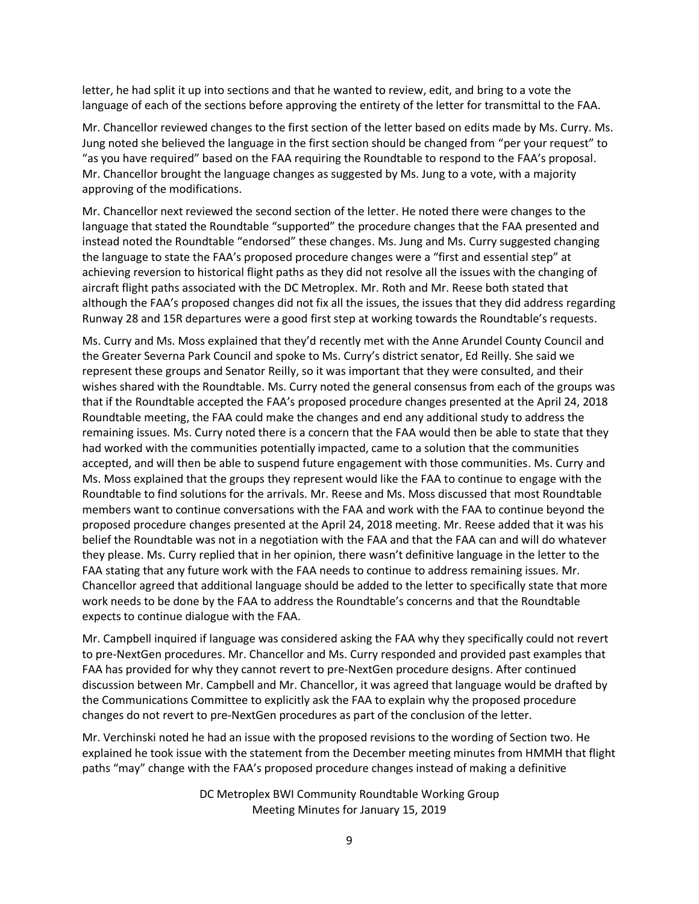letter, he had split it up into sections and that he wanted to review, edit, and bring to a vote the language of each of the sections before approving the entirety of the letter for transmittal to the FAA.

Mr. Chancellor reviewed changes to the first section of the letter based on edits made by Ms. Curry. Ms. Jung noted she believed the language in the first section should be changed from "per your request" to "as you have required" based on the FAA requiring the Roundtable to respond to the FAA's proposal. Mr. Chancellor brought the language changes as suggested by Ms. Jung to a vote, with a majority approving of the modifications.

Mr. Chancellor next reviewed the second section of the letter. He noted there were changes to the language that stated the Roundtable "supported" the procedure changes that the FAA presented and instead noted the Roundtable "endorsed" these changes. Ms. Jung and Ms. Curry suggested changing the language to state the FAA's proposed procedure changes were a "first and essential step" at achieving reversion to historical flight paths as they did not resolve all the issues with the changing of aircraft flight paths associated with the DC Metroplex. Mr. Roth and Mr. Reese both stated that although the FAA's proposed changes did not fix all the issues, the issues that they did address regarding Runway 28 and 15R departures were a good first step at working towards the Roundtable's requests.

Ms. Curry and Ms. Moss explained that they'd recently met with the Anne Arundel County Council and the Greater Severna Park Council and spoke to Ms. Curry's district senator, Ed Reilly. She said we represent these groups and Senator Reilly, so it was important that they were consulted, and their wishes shared with the Roundtable. Ms. Curry noted the general consensus from each of the groups was that if the Roundtable accepted the FAA's proposed procedure changes presented at the April 24, 2018 Roundtable meeting, the FAA could make the changes and end any additional study to address the remaining issues. Ms. Curry noted there is a concern that the FAA would then be able to state that they had worked with the communities potentially impacted, came to a solution that the communities accepted, and will then be able to suspend future engagement with those communities. Ms. Curry and Ms. Moss explained that the groups they represent would like the FAA to continue to engage with the Roundtable to find solutions for the arrivals. Mr. Reese and Ms. Moss discussed that most Roundtable members want to continue conversations with the FAA and work with the FAA to continue beyond the proposed procedure changes presented at the April 24, 2018 meeting. Mr. Reese added that it was his belief the Roundtable was not in a negotiation with the FAA and that the FAA can and will do whatever they please. Ms. Curry replied that in her opinion, there wasn't definitive language in the letter to the FAA stating that any future work with the FAA needs to continue to address remaining issues. Mr. Chancellor agreed that additional language should be added to the letter to specifically state that more work needs to be done by the FAA to address the Roundtable's concerns and that the Roundtable expects to continue dialogue with the FAA.

Mr. Campbell inquired if language was considered asking the FAA why they specifically could not revert to pre-NextGen procedures. Mr. Chancellor and Ms. Curry responded and provided past examples that FAA has provided for why they cannot revert to pre-NextGen procedure designs. After continued discussion between Mr. Campbell and Mr. Chancellor, it was agreed that language would be drafted by the Communications Committee to explicitly ask the FAA to explain why the proposed procedure changes do not revert to pre-NextGen procedures as part of the conclusion of the letter.

Mr. Verchinski noted he had an issue with the proposed revisions to the wording of Section two. He explained he took issue with the statement from the December meeting minutes from HMMH that flight paths "may" change with the FAA's proposed procedure changes instead of making a definitive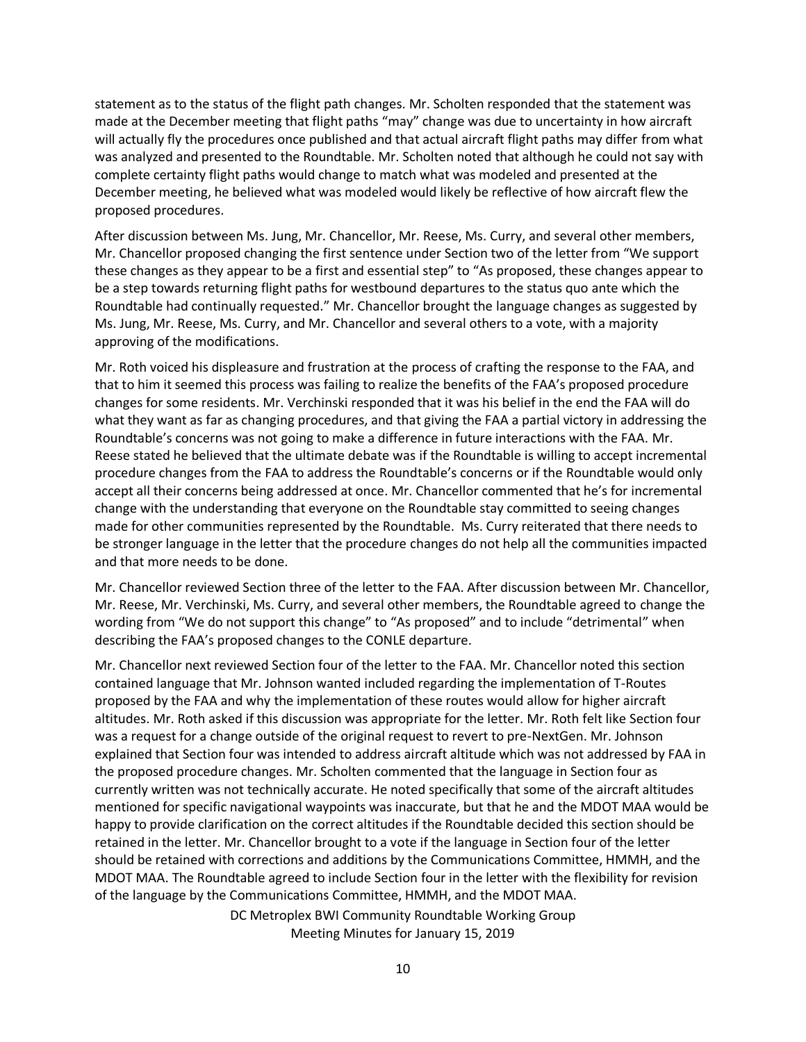statement as to the status of the flight path changes. Mr. Scholten responded that the statement was made at the December meeting that flight paths "may" change was due to uncertainty in how aircraft will actually fly the procedures once published and that actual aircraft flight paths may differ from what was analyzed and presented to the Roundtable. Mr. Scholten noted that although he could not say with complete certainty flight paths would change to match what was modeled and presented at the December meeting, he believed what was modeled would likely be reflective of how aircraft flew the proposed procedures.

After discussion between Ms. Jung, Mr. Chancellor, Mr. Reese, Ms. Curry, and several other members, Mr. Chancellor proposed changing the first sentence under Section two of the letter from "We support these changes as they appear to be a first and essential step" to "As proposed, these changes appear to be a step towards returning flight paths for westbound departures to the status quo ante which the Roundtable had continually requested." Mr. Chancellor brought the language changes as suggested by Ms. Jung, Mr. Reese, Ms. Curry, and Mr. Chancellor and several others to a vote, with a majority approving of the modifications.

Mr. Roth voiced his displeasure and frustration at the process of crafting the response to the FAA, and that to him it seemed this process was failing to realize the benefits of the FAA's proposed procedure changes for some residents. Mr. Verchinski responded that it was his belief in the end the FAA will do what they want as far as changing procedures, and that giving the FAA a partial victory in addressing the Roundtable's concerns was not going to make a difference in future interactions with the FAA. Mr. Reese stated he believed that the ultimate debate was if the Roundtable is willing to accept incremental procedure changes from the FAA to address the Roundtable's concerns or if the Roundtable would only accept all their concerns being addressed at once. Mr. Chancellor commented that he's for incremental change with the understanding that everyone on the Roundtable stay committed to seeing changes made for other communities represented by the Roundtable. Ms. Curry reiterated that there needs to be stronger language in the letter that the procedure changes do not help all the communities impacted and that more needs to be done.

Mr. Chancellor reviewed Section three of the letter to the FAA. After discussion between Mr. Chancellor, Mr. Reese, Mr. Verchinski, Ms. Curry, and several other members, the Roundtable agreed to change the wording from "We do not support this change" to "As proposed" and to include "detrimental" when describing the FAA's proposed changes to the CONLE departure.

Mr. Chancellor next reviewed Section four of the letter to the FAA. Mr. Chancellor noted this section contained language that Mr. Johnson wanted included regarding the implementation of T-Routes proposed by the FAA and why the implementation of these routes would allow for higher aircraft altitudes. Mr. Roth asked if this discussion was appropriate for the letter. Mr. Roth felt like Section four was a request for a change outside of the original request to revert to pre-NextGen. Mr. Johnson explained that Section four was intended to address aircraft altitude which was not addressed by FAA in the proposed procedure changes. Mr. Scholten commented that the language in Section four as currently written was not technically accurate. He noted specifically that some of the aircraft altitudes mentioned for specific navigational waypoints was inaccurate, but that he and the MDOT MAA would be happy to provide clarification on the correct altitudes if the Roundtable decided this section should be retained in the letter. Mr. Chancellor brought to a vote if the language in Section four of the letter should be retained with corrections and additions by the Communications Committee, HMMH, and the MDOT MAA. The Roundtable agreed to include Section four in the letter with the flexibility for revision of the language by the Communications Committee, HMMH, and the MDOT MAA.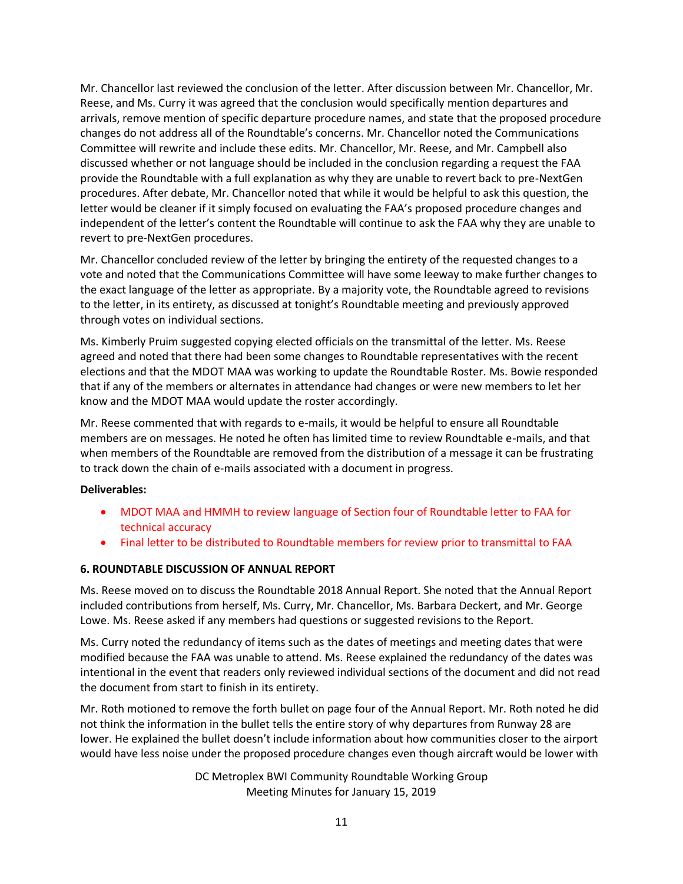Mr. Chancellor last reviewed the conclusion of the letter. After discussion between Mr. Chancellor, Mr. Reese, and Ms. Curry it was agreed that the conclusion would specifically mention departures and arrivals, remove mention of specific departure procedure names, and state that the proposed procedure changes do not address all of the Roundtable's concerns. Mr. Chancellor noted the Communications Committee will rewrite and include these edits. Mr. Chancellor, Mr. Reese, and Mr. Campbell also discussed whether or not language should be included in the conclusion regarding a request the FAA provide the Roundtable with a full explanation as why they are unable to revert back to pre-NextGen procedures. After debate, Mr. Chancellor noted that while it would be helpful to ask this question, the letter would be cleaner if it simply focused on evaluating the FAA's proposed procedure changes and independent of the letter's content the Roundtable will continue to ask the FAA why they are unable to revert to pre-NextGen procedures.

Mr. Chancellor concluded review of the letter by bringing the entirety of the requested changes to a vote and noted that the Communications Committee will have some leeway to make further changes to the exact language of the letter as appropriate. By a majority vote, the Roundtable agreed to revisions to the letter, in its entirety, as discussed at tonight's Roundtable meeting and previously approved through votes on individual sections.

Ms. Kimberly Pruim suggested copying elected officials on the transmittal of the letter. Ms. Reese agreed and noted that there had been some changes to Roundtable representatives with the recent elections and that the MDOT MAA was working to update the Roundtable Roster. Ms. Bowie responded that if any of the members or alternates in attendance had changes or were new members to let her know and the MDOT MAA would update the roster accordingly.

Mr. Reese commented that with regards to e-mails, it would be helpful to ensure all Roundtable members are on messages. He noted he often has limited time to review Roundtable e-mails, and that when members of the Roundtable are removed from the distribution of a message it can be frustrating to track down the chain of e-mails associated with a document in progress.

**Deliverables:**

- MDOT MAA and HMMH to review language of Section four of Roundtable letter to FAA for technical accuracy
- Final letter to be distributed to Roundtable members for review prior to transmittal to FAA

**6. ROUNDTABLE DISCUSSION OF ANNUAL REPORT**

Ms. Reese moved on to discuss the Roundtable 2018 Annual Report. She noted that the Annual Report included contributions from herself, Ms. Curry, Mr. Chancellor, Ms. Barbara Deckert, and Mr. George Lowe. Ms. Reese asked if any members had questions or suggested revisions to the Report.

Ms. Curry noted the redundancy of items such as the dates of meetings and meeting dates that were modified because the FAA was unable to attend. Ms. Reese explained the redundancy of the dates was intentional in the event that readers only reviewed individual sections of the document and did not read the document from start to finish in its entirety.

Mr. Roth motioned to remove the forth bullet on page four of the Annual Report. Mr. Roth noted he did not think the information in the bullet tells the entire story of why departures from Runway 28 are lower. He explained the bullet doesn't include information about how communities closer to the airport would have less noise under the proposed procedure changes even though aircraft would be lower with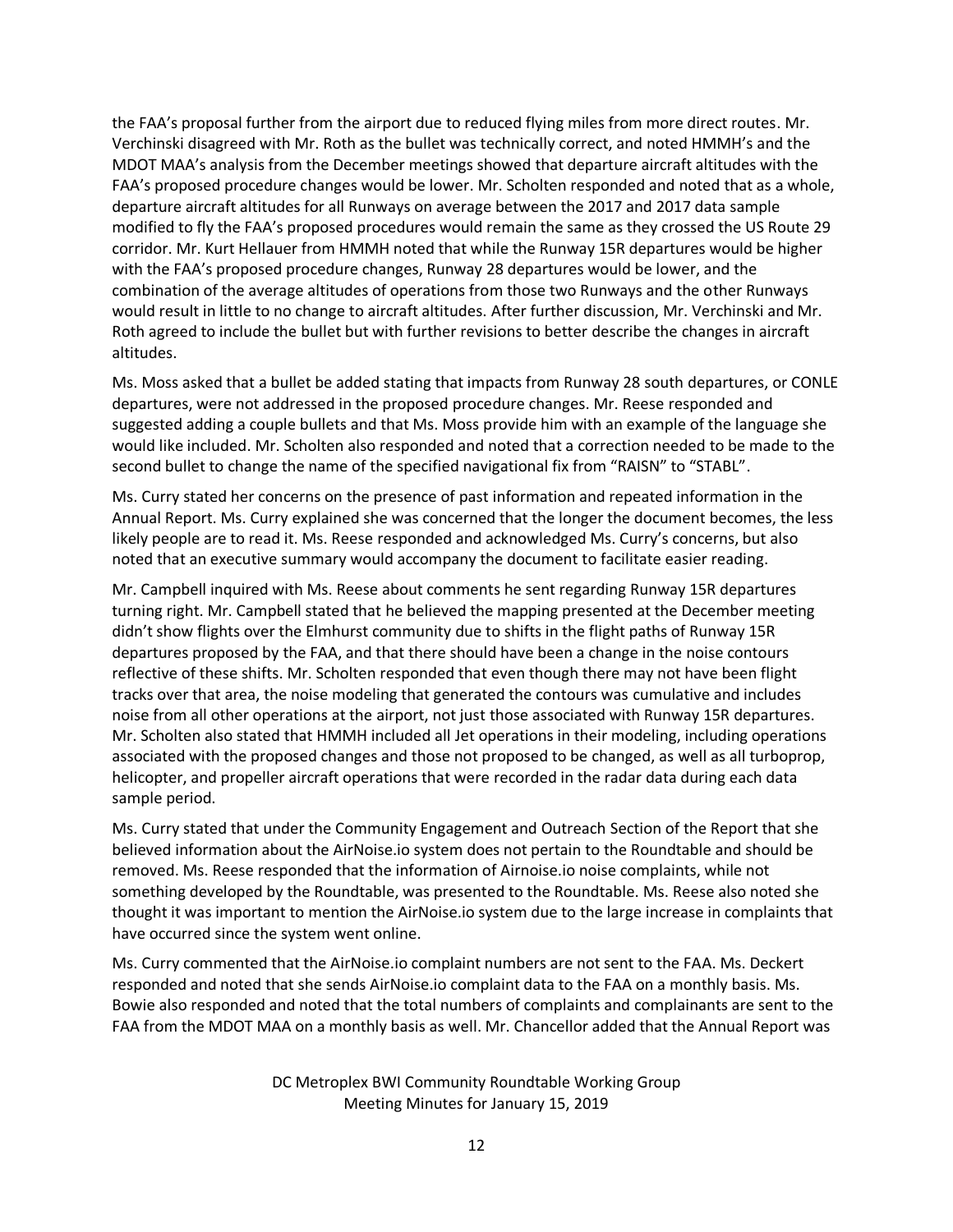the FAA's proposal further from the airport due to reduced flying miles from more direct routes. Mr. Verchinski disagreed with Mr. Roth as the bullet was technically correct, and noted HMMH's and the MDOT MAA's analysis from the December meetings showed that departure aircraft altitudes with the FAA's proposed procedure changes would be lower. Mr. Scholten responded and noted that as a whole, departure aircraft altitudes for all Runways on average between the 2017 and 2017 data sample modified to fly the FAA's proposed procedures would remain the same as they crossed the US Route 29 corridor. Mr. Kurt Hellauer from HMMH noted that while the Runway 15R departures would be higher with the FAA's proposed procedure changes, Runway 28 departures would be lower, and the combination of the average altitudes of operations from those two Runways and the other Runways would result in little to no change to aircraft altitudes. After further discussion, Mr. Verchinski and Mr. Roth agreed to include the bullet but with further revisions to better describe the changes in aircraft altitudes.

Ms. Moss asked that a bullet be added stating that impacts from Runway 28 south departures, or CONLE departures, were not addressed in the proposed procedure changes. Mr. Reese responded and suggested adding a couple bullets and that Ms. Moss provide him with an example of the language she would like included. Mr. Scholten also responded and noted that a correction needed to be made to the second bullet to change the name of the specified navigational fix from "RAISN" to "STABL".

Ms. Curry stated her concerns on the presence of past information and repeated information in the Annual Report. Ms. Curry explained she was concerned that the longer the document becomes, the less likely people are to read it. Ms. Reese responded and acknowledged Ms. Curry's concerns, but also noted that an executive summary would accompany the document to facilitate easier reading.

Mr. Campbell inquired with Ms. Reese about comments he sent regarding Runway 15R departures turning right. Mr. Campbell stated that he believed the mapping presented at the December meeting didn't show flights over the Elmhurst community due to shifts in the flight paths of Runway 15R departures proposed by the FAA, and that there should have been a change in the noise contours reflective of these shifts. Mr. Scholten responded that even though there may not have been flight tracks over that area, the noise modeling that generated the contours was cumulative and includes noise from all other operations at the airport, not just those associated with Runway 15R departures. Mr. Scholten also stated that HMMH included all Jet operations in their modeling, including operations associated with the proposed changes and those not proposed to be changed, as well as all turboprop, helicopter, and propeller aircraft operations that were recorded in the radar data during each data sample period.

Ms. Curry stated that under the Community Engagement and Outreach Section of the Report that she believed information about the AirNoise.io system does not pertain to the Roundtable and should be removed. Ms. Reese responded that the information of Airnoise.io noise complaints, while not something developed by the Roundtable, was presented to the Roundtable. Ms. Reese also noted she thought it was important to mention the AirNoise.io system due to the large increase in complaints that have occurred since the system went online.

Ms. Curry commented that the AirNoise.io complaint numbers are not sent to the FAA. Ms. Deckert responded and noted that she sends AirNoise.io complaint data to the FAA on a monthly basis. Ms. Bowie also responded and noted that the total numbers of complaints and complainants are sent to the FAA from the MDOT MAA on a monthly basis as well. Mr. Chancellor added that the Annual Report was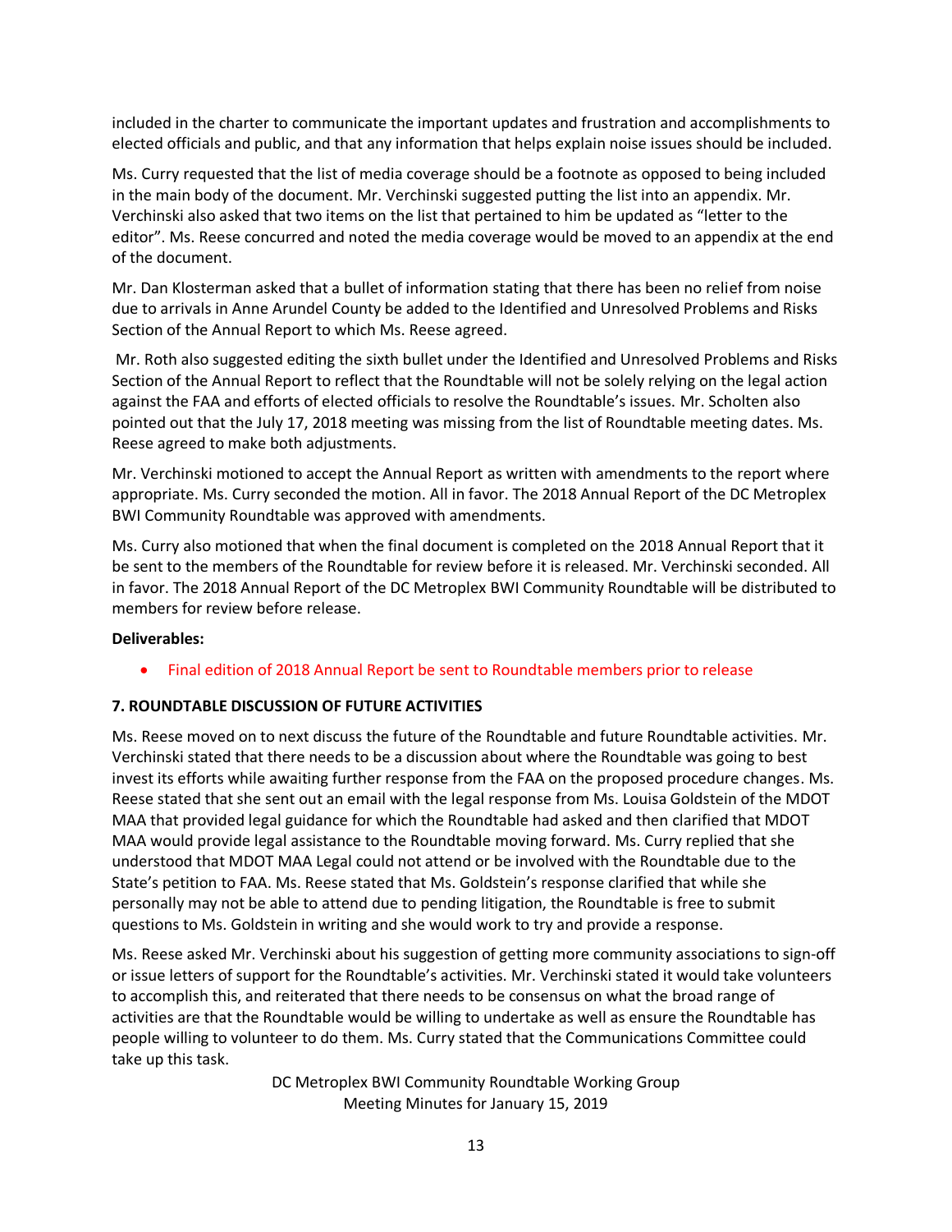included in the charter to communicate the important updates and frustration and accomplishments to elected officials and public, and that any information that helps explain noise issues should be included.

Ms. Curry requested that the list of media coverage should be a footnote as opposed to being included in the main body of the document. Mr. Verchinski suggested putting the list into an appendix. Mr. Verchinski also asked that two items on the list that pertained to him be updated as "letter to the editor". Ms. Reese concurred and noted the media coverage would be moved to an appendix at the end of the document.

Mr. Dan Klosterman asked that a bullet of information stating that there has been no relief from noise due to arrivals in Anne Arundel County be added to the Identified and Unresolved Problems and Risks Section of the Annual Report to which Ms. Reese agreed.

Mr. Roth also suggested editing the sixth bullet under the Identified and Unresolved Problems and Risks Section of the Annual Report to reflect that the Roundtable will not be solely relying on the legal action against the FAA and efforts of elected officials to resolve the Roundtable's issues. Mr. Scholten also pointed out that the July 17, 2018 meeting was missing from the list of Roundtable meeting dates. Ms. Reese agreed to make both adjustments.

Mr. Verchinski motioned to accept the Annual Report as written with amendments to the report where appropriate. Ms. Curry seconded the motion. All in favor. The 2018 Annual Report of the DC Metroplex BWI Community Roundtable was approved with amendments.

Ms. Curry also motioned that when the final document is completed on the 2018 Annual Report that it be sent to the members of the Roundtable for review before it is released. Mr. Verchinski seconded. All in favor. The 2018 Annual Report of the DC Metroplex BWI Community Roundtable will be distributed to members for review before release.

**Deliverables:**

- Final edition of 2018 Annual Report be sent to Roundtable members prior to release

**7. ROUNDTABLE DISCUSSION OF FUTURE ACTIVITIES**

Ms. Reese moved on to next discuss the future of the Roundtable and future Roundtable activities. Mr. Verchinski stated that there needs to be a discussion about where the Roundtable was going to best invest its efforts while awaiting further response from the FAA on the proposed procedure changes. Ms. Reese stated that she sent out an email with the legal response from Ms. Louisa Goldstein of the MDOT MAA that provided legal guidance for which the Roundtable had asked and then clarified that MDOT MAA would provide legal assistance to the Roundtable moving forward. Ms. Curry replied that she understood that MDOT MAA Legal could not attend or be involved with the Roundtable due to the State's petition to FAA. Ms. Reese stated that Ms. Goldstein's response clarified that while she personally may not be able to attend due to pending litigation, the Roundtable is free to submit questions to Ms. Goldstein in writing and she would work to try and provide a response.

Ms. Reese asked Mr. Verchinski about his suggestion of getting more community associations to sign-off or issue letters of support for the Roundtable's activities. Mr. Verchinski stated it would take volunteers to accomplish this, and reiterated that there needs to be consensus on what the broad range of activities are that the Roundtable would be willing to undertake as well as ensure the Roundtable has people willing to volunteer to do them. Ms. Curry stated that the Communications Committee could take up this task.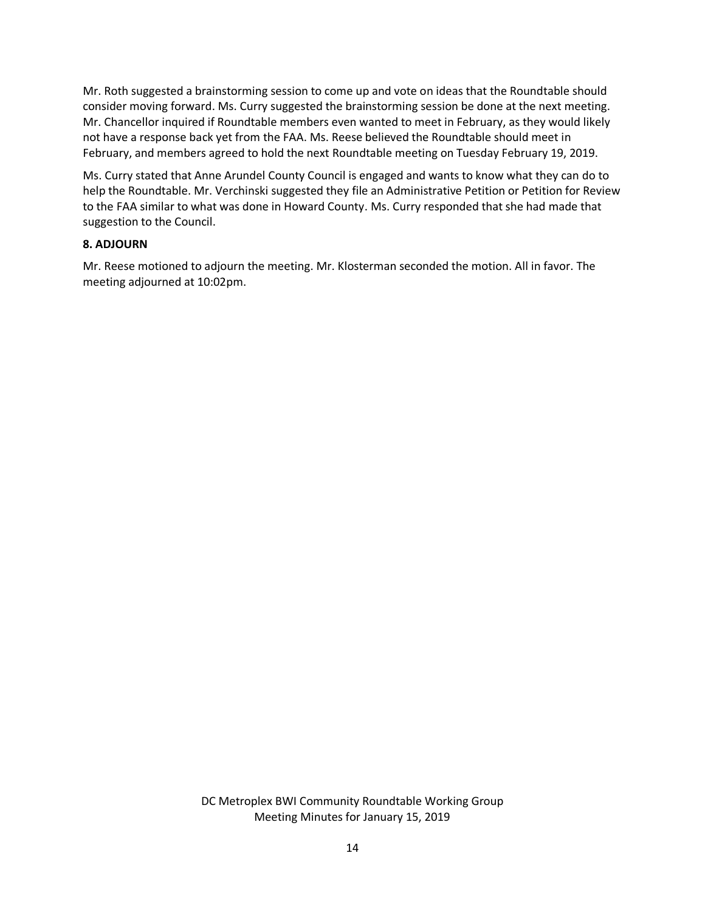Mr. Roth suggested a brainstorming session to come up and vote on ideas that the Roundtable should consider moving forward. Ms. Curry suggested the brainstorming session be done at the next meeting. Mr. Chancellor inquired if Roundtable members even wanted to meet in February, as they would likely not have a response back yet from the FAA. Ms. Reese believed the Roundtable should meet in February, and members agreed to hold the next Roundtable meeting on Tuesday February 19, 2019.

Ms. Curry stated that Anne Arundel County Council is engaged and wants to know what they can do to help the Roundtable. Mr. Verchinski suggested they file an Administrative Petition or Petition for Review to the FAA similar to what was done in Howard County. Ms. Curry responded that she had made that suggestion to the Council.

**8. ADJOURN**

Mr. Reese motioned to adjourn the meeting. Mr. Klosterman seconded the motion. All in favor. The meeting adjourned at 10:02pm.